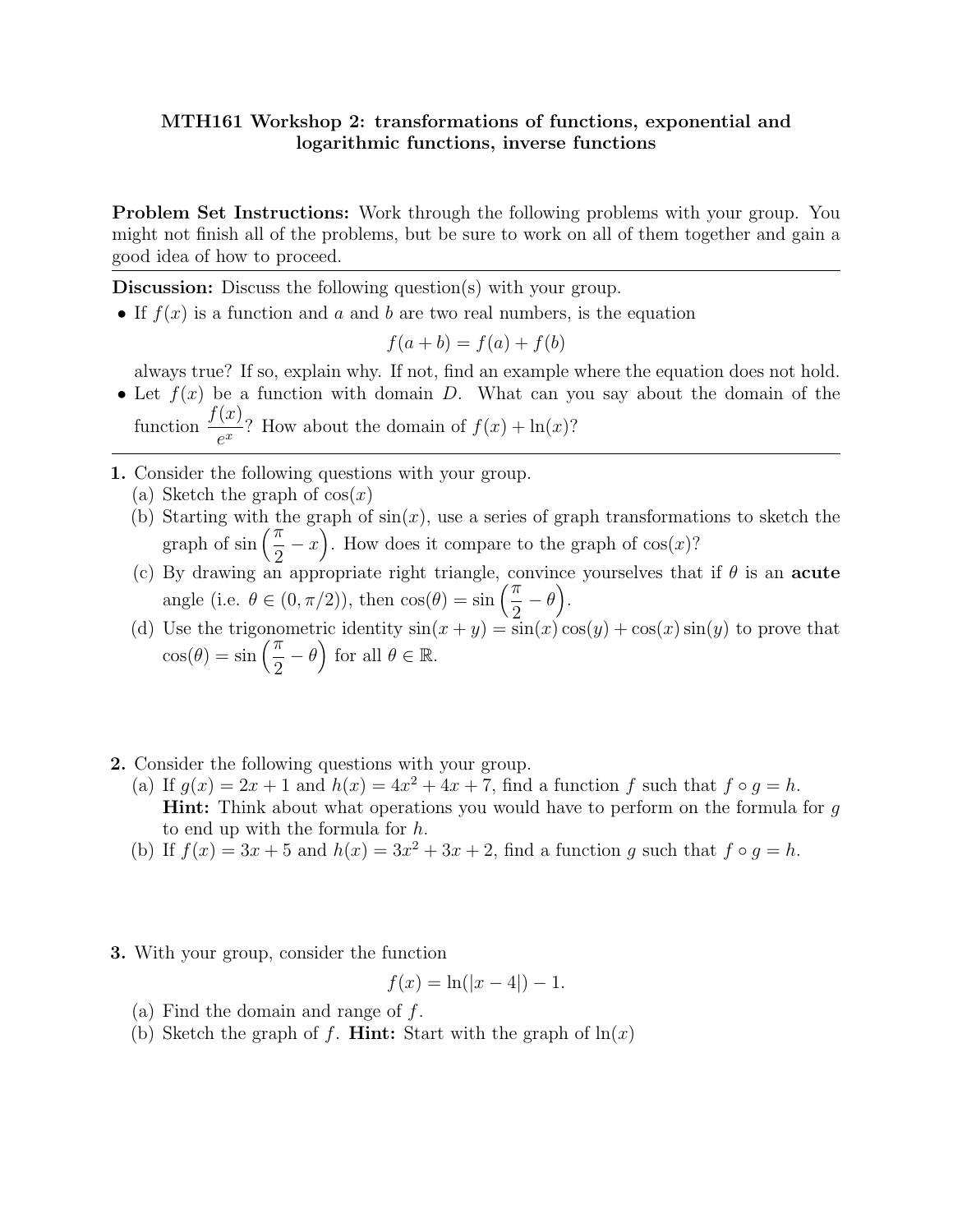# MTH161 Workshop 2: transformations of functions, exponential and logarithmic functions, inverse functions

**Problem Set Instructions:** Work through the following problems with your group. You might not finish all of the problems, but be sure to work on all of them together and gain a good idea of how to proceed.

---

**Discussion:** Discuss the following question(s) with your group.

- If $f(x)$ is a function and $a$ and $b$ are two real numbers, is the equation

$$f(a+b) = f(a) + f(b)$$

  always true? If so, explain why. If not, find an example where the equation does not hold.
- Let $f(x)$ be a function with domain $D$. What can you say about the domain of the function $\dfrac{f(x)}{e^x}$? How about the domain of $f(x) + \ln(x)$?

---

**1.** Consider the following questions with your group.

(a) Sketch the graph of $\cos(x)$

(b) Starting with the graph of $\sin(x)$, use a series of graph transformations to sketch the graph of $\sin\left(\frac{\pi}{2} - x\right)$. How does it compare to the graph of $\cos(x)$?

(c) By drawing an appropriate right triangle, convince yourselves that if $\theta$ is an **acute** angle (i.e. $\theta \in (0, \pi/2)$), then $\cos(\theta) = \sin\left(\frac{\pi}{2} - \theta\right)$.

(d) Use the trigonometric identity $\sin(x+y) = \sin(x)\cos(y) + \cos(x)\sin(y)$ to prove that $\cos(\theta) = \sin\left(\frac{\pi}{2} - \theta\right)$ for all $\theta \in \mathbb{R}$.

**2.** Consider the following questions with your group.

(a) If $g(x) = 2x + 1$ and $h(x) = 4x^2 + 4x + 7$, find a function $f$ such that $f \circ g = h$.
**Hint:** Think about what operations you would have to perform on the formula for $g$ to end up with the formula for $h$.

(b) If $f(x) = 3x + 5$ and $h(x) = 3x^2 + 3x + 2$, find a function $g$ such that $f \circ g = h$.

**3.** With your group, consider the function

$$f(x) = \ln(|x - 4|) - 1.$$

(a) Find the domain and range of $f$.

(b) Sketch the graph of $f$. **Hint:** Start with the graph of $\ln(x)$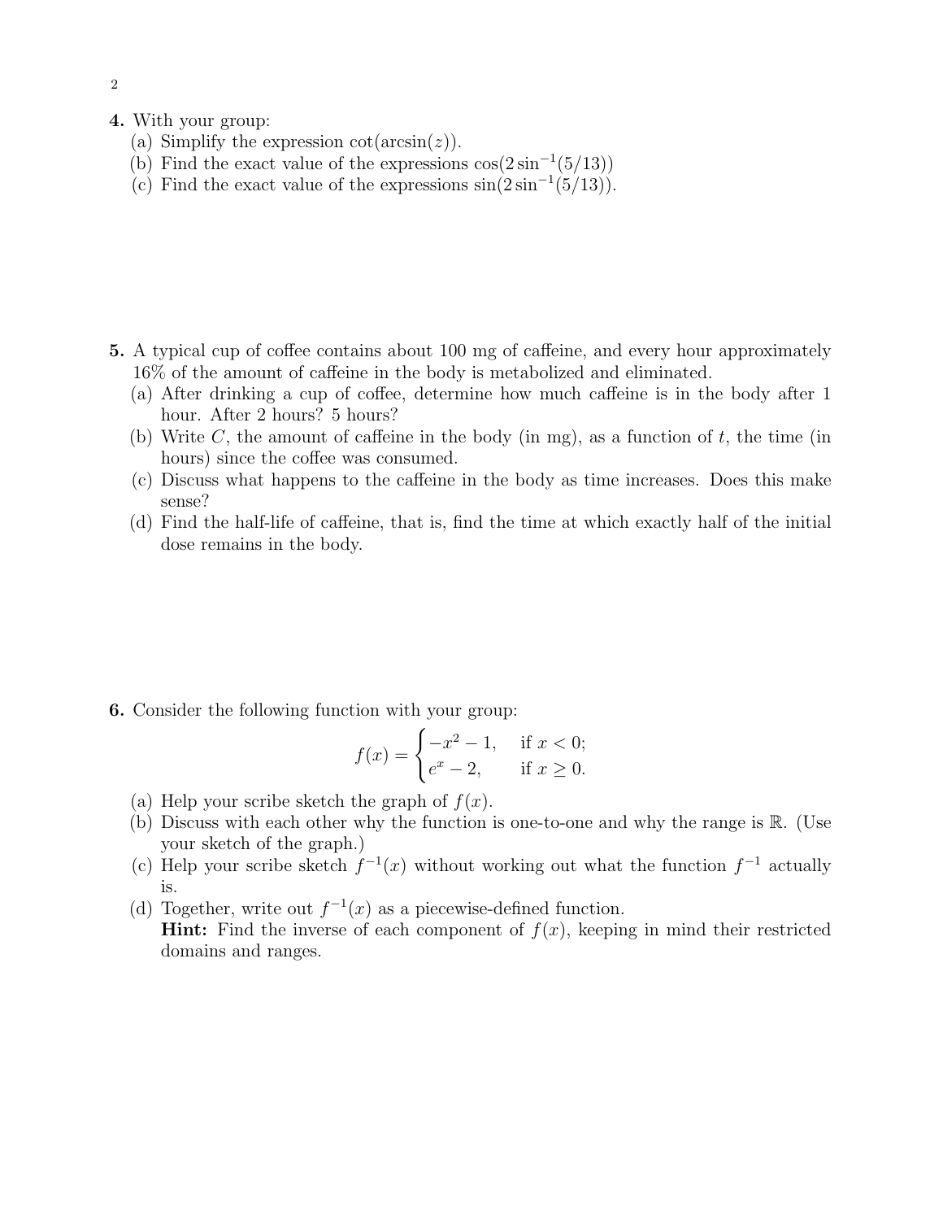**4.** With your group:

(a) Simplify the expression $\cot(\arcsin(z))$.

(b) Find the exact value of the expressions $\cos(2\sin^{-1}(5/13))$

(c) Find the exact value of the expressions $\sin(2\sin^{-1}(5/13))$.

**5.** A typical cup of coffee contains about 100 mg of caffeine, and every hour approximately 16% of the amount of caffeine in the body is metabolized and eliminated.

(a) After drinking a cup of coffee, determine how much caffeine is in the body after 1 hour. After 2 hours? 5 hours?

(b) Write $C$, the amount of caffeine in the body (in mg), as a function of $t$, the time (in hours) since the coffee was consumed.

(c) Discuss what happens to the caffeine in the body as time increases. Does this make sense?

(d) Find the half-life of caffeine, that is, find the time at which exactly half of the initial dose remains in the body.

**6.** Consider the following function with your group:

$$f(x) = \begin{cases} -x^2 - 1, & \text{if } x < 0; \\ e^x - 2, & \text{if } x \geq 0. \end{cases}$$

(a) Help your scribe sketch the graph of $f(x)$.

(b) Discuss with each other why the function is one-to-one and why the range is $\mathbb{R}$. (Use your sketch of the graph.)

(c) Help your scribe sketch $f^{-1}(x)$ without working out what the function $f^{-1}$ actually is.

(d) Together, write out $f^{-1}(x)$ as a piecewise-defined function.
**Hint:** Find the inverse of each component of $f(x)$, keeping in mind their restricted domains and ranges.